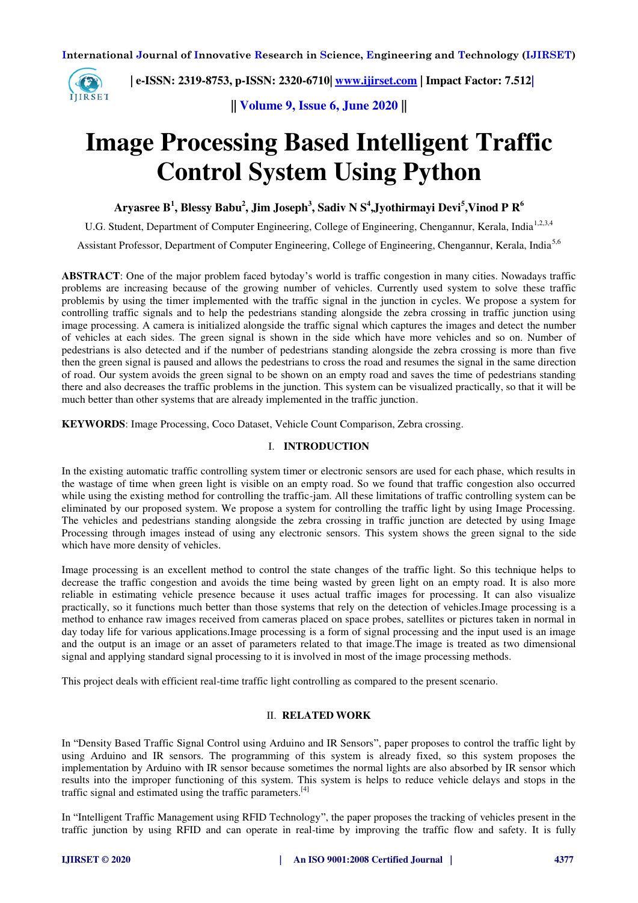# Image Processing Based Intelligent Traffic Control System Using Python

**Aryasree B[1], Blessy Babu[2], Jim Joseph[3], Sadiv N S[4],Jyothirmayi Devi[5],Vinod P R[6]**

U.G. Student, Department of Computer Engineering, College of Engineering, Chengannur, Kerala, India[1,2,3,4]

Assistant Professor, Department of Computer Engineering, College of Engineering, Chengannur, Kerala, India[5,6]

**ABSTRACT**: One of the major problem faced bytoday's world is traffic congestion in many cities. Nowadays traffic problems are increasing because of the growing number of vehicles. Currently used system to solve these traffic problemis by using the timer implemented with the traffic signal in the junction in cycles. We propose a system for controlling traffic signals and to help the pedestrians standing alongside the zebra crossing in traffic junction using image processing. A camera is initialized alongside the traffic signal which captures the images and detect the number of vehicles at each sides. The green signal is shown in the side which have more vehicles and so on. Number of pedestrians is also detected and if the number of pedestrians standing alongside the zebra crossing is more than five then the green signal is paused and allows the pedestrians to cross the road and resumes the signal in the same direction of road. Our system avoids the green signal to be shown on an empty road and saves the time of pedestrians standing there and also decreases the traffic problems in the junction. This system can be visualized practically, so that it will be much better than other systems that are already implemented in the traffic junction.

**KEYWORDS**: Image Processing, Coco Dataset, Vehicle Count Comparison, Zebra crossing.

## I. INTRODUCTION

In the existing automatic traffic controlling system timer or electronic sensors are used for each phase, which results in the wastage of time when green light is visible on an empty road. So we found that traffic congestion also occurred while using the existing method for controlling the traffic-jam. All these limitations of traffic controlling system can be eliminated by our proposed system. We propose a system for controlling the traffic light by using Image Processing. The vehicles and pedestrians standing alongside the zebra crossing in traffic junction are detected by using Image Processing through images instead of using any electronic sensors. This system shows the green signal to the side which have more density of vehicles.

Image processing is an excellent method to control the state changes of the traffic light. So this technique helps to decrease the traffic congestion and avoids the time being wasted by green light on an empty road. It is also more reliable in estimating vehicle presence because it uses actual traffic images for processing. It can also visualize practically, so it functions much better than those systems that rely on the detection of vehicles.Image processing is a method to enhance raw images received from cameras placed on space probes, satellites or pictures taken in normal in day today life for various applications.Image processing is a form of signal processing and the input used is an image and the output is an image or an asset of parameters related to that image.The image is treated as two dimensional signal and applying standard signal processing to it is involved in most of the image processing methods.

This project deals with efficient real-time traffic light controlling as compared to the present scenario.

## II. RELATED WORK

In "Density Based Traffic Signal Control using Arduino and IR Sensors", paper proposes to control the traffic light by using Arduino and IR sensors. The programming of this system is already fixed, so this system proposes the implementation by Arduino with IR sensor because sometimes the normal lights are also absorbed by IR sensor which results into the improper functioning of this system. This system is helps to reduce vehicle delays and stops in the traffic signal and estimated using the traffic parameters.[4]

In "Intelligent Traffic Management using RFID Technology", the paper proposes the tracking of vehicles present in the traffic junction by using RFID and can operate in real-time by improving the traffic flow and safety. It is fully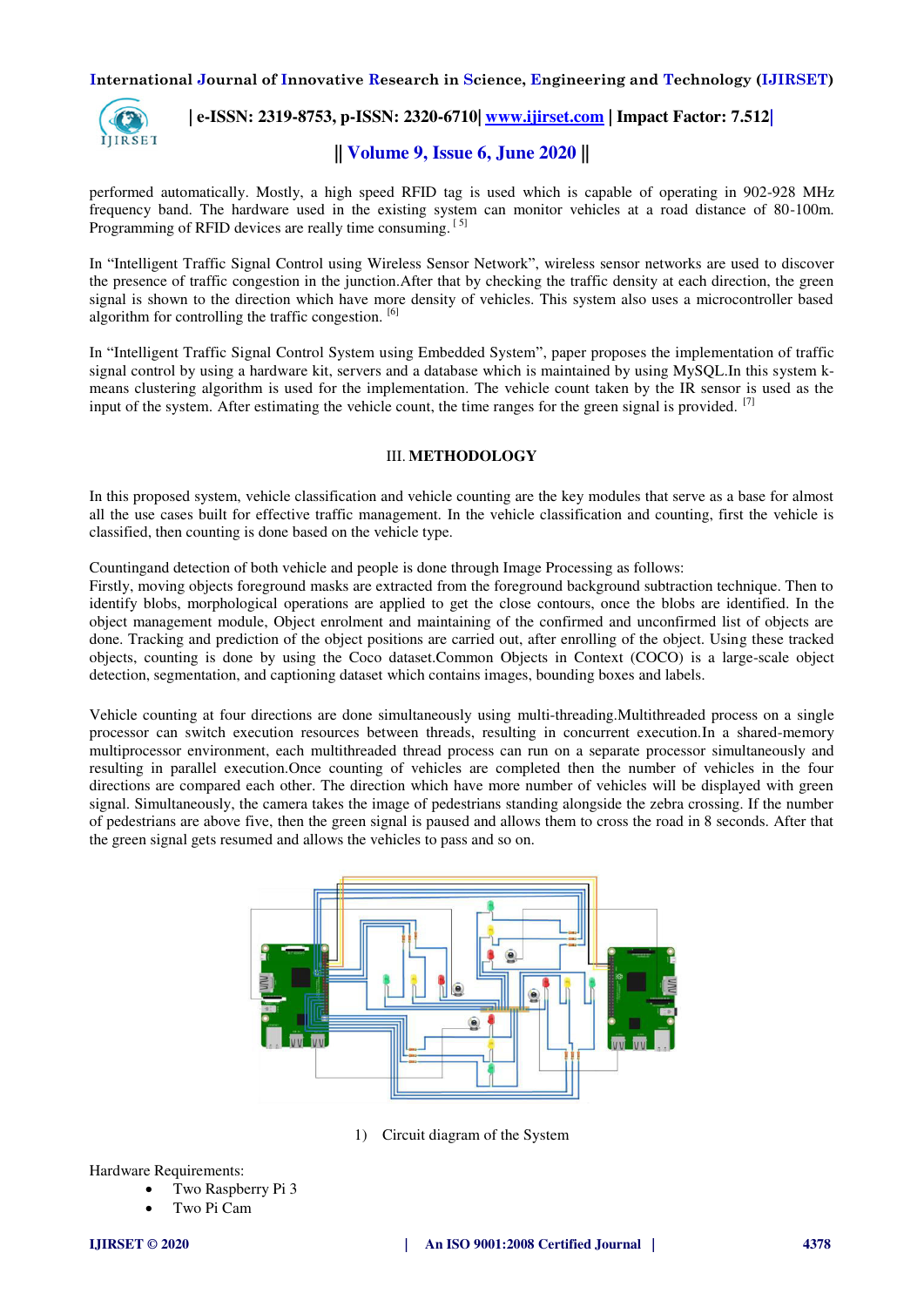performed automatically. Mostly, a high speed RFID tag is used which is capable of operating in 902-928 MHz frequency band. The hardware used in the existing system can monitor vehicles at a road distance of 80-100m. Programming of RFID devices are really time consuming. [5]

In “Intelligent Traffic Signal Control using Wireless Sensor Network”, wireless sensor networks are used to discover the presence of traffic congestion in the junction.After that by checking the traffic density at each direction, the green signal is shown to the direction which have more density of vehicles. This system also uses a microcontroller based algorithm for controlling the traffic congestion. [6]

In “Intelligent Traffic Signal Control System using Embedded System”, paper proposes the implementation of traffic signal control by using a hardware kit, servers and a database which is maintained by using MySQL.In this system k-means clustering algorithm is used for the implementation. The vehicle count taken by the IR sensor is used as the input of the system. After estimating the vehicle count, the time ranges for the green signal is provided. [7]

## III. METHODOLOGY

In this proposed system, vehicle classification and vehicle counting are the key modules that serve as a base for almost all the use cases built for effective traffic management. In the vehicle classification and counting, first the vehicle is classified, then counting is done based on the vehicle type.

Countingand detection of both vehicle and people is done through Image Processing as follows:
Firstly, moving objects foreground masks are extracted from the foreground background subtraction technique. Then to identify blobs, morphological operations are applied to get the close contours, once the blobs are identified. In the object management module, Object enrolment and maintaining of the confirmed and unconfirmed list of objects are done. Tracking and prediction of the object positions are carried out, after enrolling of the object. Using these tracked objects, counting is done by using the Coco dataset.Common Objects in Context (COCO) is a large-scale object detection, segmentation, and captioning dataset which contains images, bounding boxes and labels.

Vehicle counting at four directions are done simultaneously using multi-threading.Multithreaded process on a single processor can switch execution resources between threads, resulting in concurrent execution.In a shared-memory multiprocessor environment, each multithreaded thread process can run on a separate processor simultaneously and resulting in parallel execution.Once counting of vehicles are completed then the number of vehicles in the four directions are compared each other. The direction which have more number of vehicles will be displayed with green signal. Simultaneously, the camera takes the image of pedestrians standing alongside the zebra crossing. If the number of pedestrians are above five, then the green signal is paused and allows them to cross the road in 8 seconds. After that the green signal gets resumed and allows the vehicles to pass and so on.

1) Circuit diagram of the System

Hardware Requirements:

- Two Raspberry Pi 3
- Two Pi Cam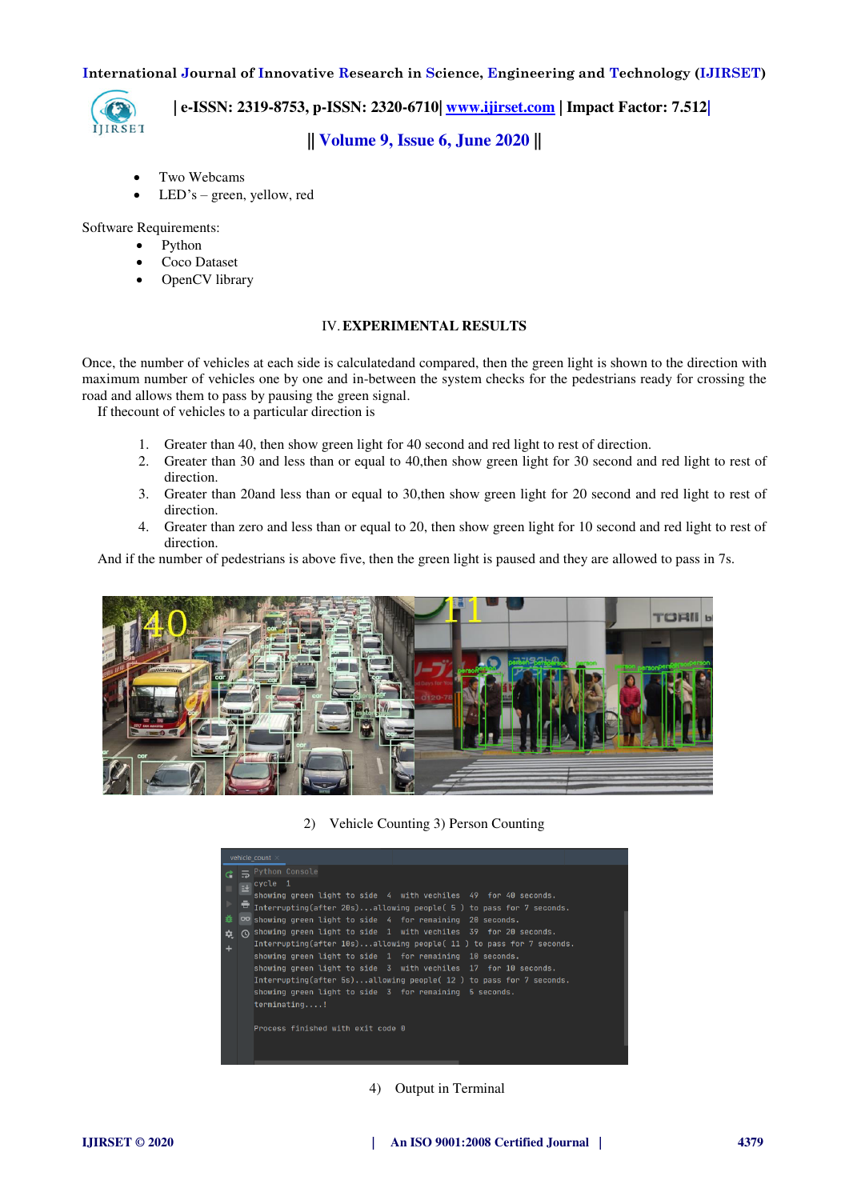- Two Webcams
- LED's – green, yellow, red

Software Requirements:

- Python
- Coco Dataset
- OpenCV library

## IV. EXPERIMENTAL RESULTS

Once, the number of vehicles at each side is calculatedand compared, then the green light is shown to the direction with maximum number of vehicles one by one and in-between the system checks for the pedestrians ready for crossing the road and allows them to pass by pausing the green signal.

If thecount of vehicles to a particular direction is

1. Greater than 40, then show green light for 40 second and red light to rest of direction.
2. Greater than 30 and less than or equal to 40,then show green light for 30 second and red light to rest of direction.
3. Greater than 20and less than or equal to 30,then show green light for 20 second and red light to rest of direction.
4. Greater than zero and less than or equal to 20, then show green light for 10 second and red light to rest of direction.

And if the number of pedestrians is above five, then the green light is paused and they are allowed to pass in 7s.

2) Vehicle Counting 3) Person Counting

```
Python Console
cycle  1
showing green light to side  4  with vechiles  49  for 40 seconds.
Interrupting(after 20s)...allowing people( 5 ) to pass for 7 seconds.
showing green light to side  4  for remaining  20 seconds.
showing green light to side  1  with vechiles  39  for 20 seconds.
Interrupting(after 10s)...allowing people( 11 ) to pass for 7 seconds.
showing green light to side  1  for remaining  10 seconds.
showing green light to side  3  with vechiles  17  for 10 seconds.
Interrupting(after 5s)...allowing people( 12 ) to pass for 7 seconds.
showing green light to side  3  for remaining  5 seconds.
terminating....!

Process finished with exit code 0
```

4) Output in Terminal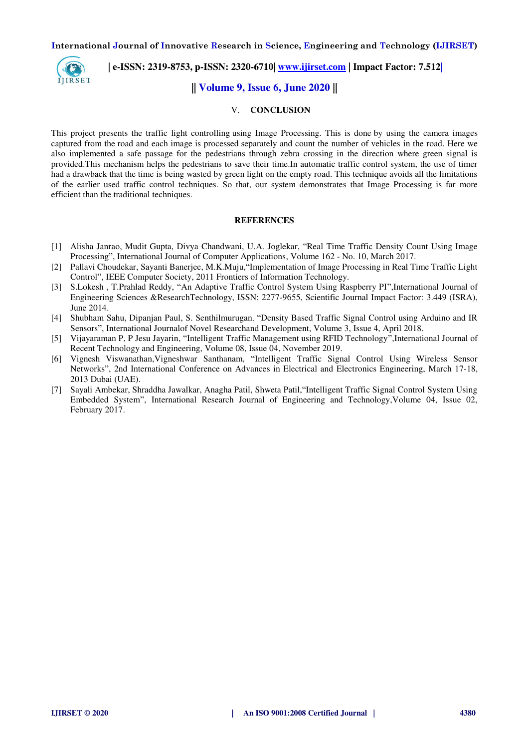## V. CONCLUSION

This project presents the traffic light controlling using Image Processing. This is done by using the camera images captured from the road and each image is processed separately and count the number of vehicles in the road. Here we also implemented a safe passage for the pedestrians through zebra crossing in the direction where green signal is provided.This mechanism helps the pedestrians to save their time.In automatic traffic control system, the use of timer had a drawback that the time is being wasted by green light on the empty road. This technique avoids all the limitations of the earlier used traffic control techniques. So that, our system demonstrates that Image Processing is far more efficient than the traditional techniques.

## REFERENCES

[1] Alisha Janrao, Mudit Gupta, Divya Chandwani, U.A. Joglekar, "Real Time Traffic Density Count Using Image Processing", International Journal of Computer Applications, Volume 162 - No. 10, March 2017.

[2] Pallavi Choudekar, Sayanti Banerjee, M.K.Muju,"Implementation of Image Processing in Real Time Traffic Light Control", IEEE Computer Society, 2011 Frontiers of Information Technology.

[3] S.Lokesh , T.Prahlad Reddy, "An Adaptive Traffic Control System Using Raspberry PI",International Journal of Engineering Sciences &ResearchTechnology, ISSN: 2277-9655, Scientific Journal Impact Factor: 3.449 (ISRA), June 2014.

[4] Shubham Sahu, Dipanjan Paul, S. Senthilmurugan, "Density Based Traffic Signal Control using Arduino and IR Sensors", International Journalof Novel Researchand Development, Volume 3, Issue 4, April 2018.

[5] Vijayaraman P, P Jesu Jayarin, "Intelligent Traffic Management using RFID Technology",International Journal of Recent Technology and Engineering, Volume 08, Issue 04, November 2019.

[6] Vignesh Viswanathan,Vigneshwar Santhanam, "Intelligent Traffic Signal Control Using Wireless Sensor Networks", 2nd International Conference on Advances in Electrical and Electronics Engineering, March 17-18, 2013 Dubai (UAE).

[7] Sayali Ambekar, Shraddha Jawalkar, Anagha Patil, Shweta Patil,"Intelligent Traffic Signal Control System Using Embedded System", International Research Journal of Engineering and Technology,Volume 04, Issue 02, February 2017.